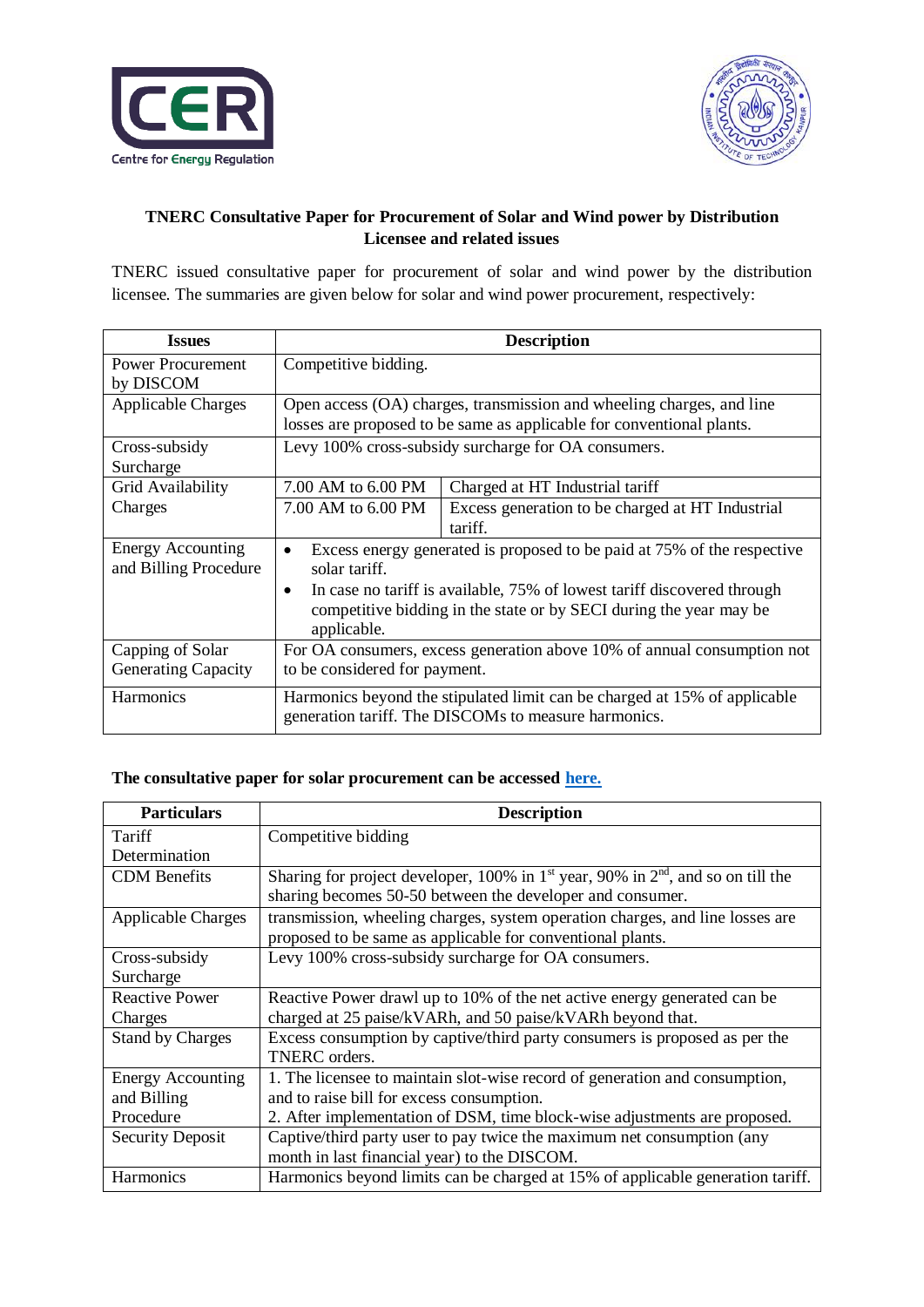## TNERC Consultative Paper for Procurement of Solar and Wind power by Distribution Licensee and related issues

TNERC issued consultative paper for procurement of solar and wind power by the distribution licensee. The summaries are given below for solar and wind power procurement, respectively:

| Issues | Description | |
|---|---|---|
| Power Procurement by DISCOM | Competitive bidding. | |
| Applicable Charges | Open access (OA) charges, transmission and wheeling charges, and line losses are proposed to be same as applicable for conventional plants. | |
| Cross-subsidy Surcharge | Levy 100% cross-subsidy surcharge for OA consumers. | |
| Grid Availability Charges | 7.00 AM to 6.00 PM | Charged at HT Industrial tariff |
| | 7.00 AM to 6.00 PM | Excess generation to be charged at HT Industrial tariff. |
| Energy Accounting and Billing Procedure | • Excess energy generated is proposed to be paid at 75% of the respective solar tariff. • In case no tariff is available, 75% of lowest tariff discovered through competitive bidding in the state or by SECI during the year may be applicable. | |
| Capping of Solar Generating Capacity | For OA consumers, excess generation above 10% of annual consumption not to be considered for payment. | |
| Harmonics | Harmonics beyond the stipulated limit can be charged at 15% of applicable generation tariff. The DISCOMs to measure harmonics. | |

**The consultative paper for solar procurement can be accessed [here.](#)**

| Particulars | Description |
|---|---|
| Tariff Determination | Competitive bidding |
| CDM Benefits | Sharing for project developer, 100% in 1st year, 90% in 2nd, and so on till the sharing becomes 50-50 between the developer and consumer. |
| Applicable Charges | transmission, wheeling charges, system operation charges, and line losses are proposed to be same as applicable for conventional plants. |
| Cross-subsidy Surcharge | Levy 100% cross-subsidy surcharge for OA consumers. |
| Reactive Power Charges | Reactive Power drawl up to 10% of the net active energy generated can be charged at 25 paise/kVARh, and 50 paise/kVARh beyond that. |
| Stand by Charges | Excess consumption by captive/third party consumers is proposed as per the TNERC orders. |
| Energy Accounting and Billing Procedure | 1. The licensee to maintain slot-wise record of generation and consumption, and to raise bill for excess consumption. 2. After implementation of DSM, time block-wise adjustments are proposed. |
| Security Deposit | Captive/third party user to pay twice the maximum net consumption (any month in last financial year) to the DISCOM. |
| Harmonics | Harmonics beyond limits can be charged at 15% of applicable generation tariff. |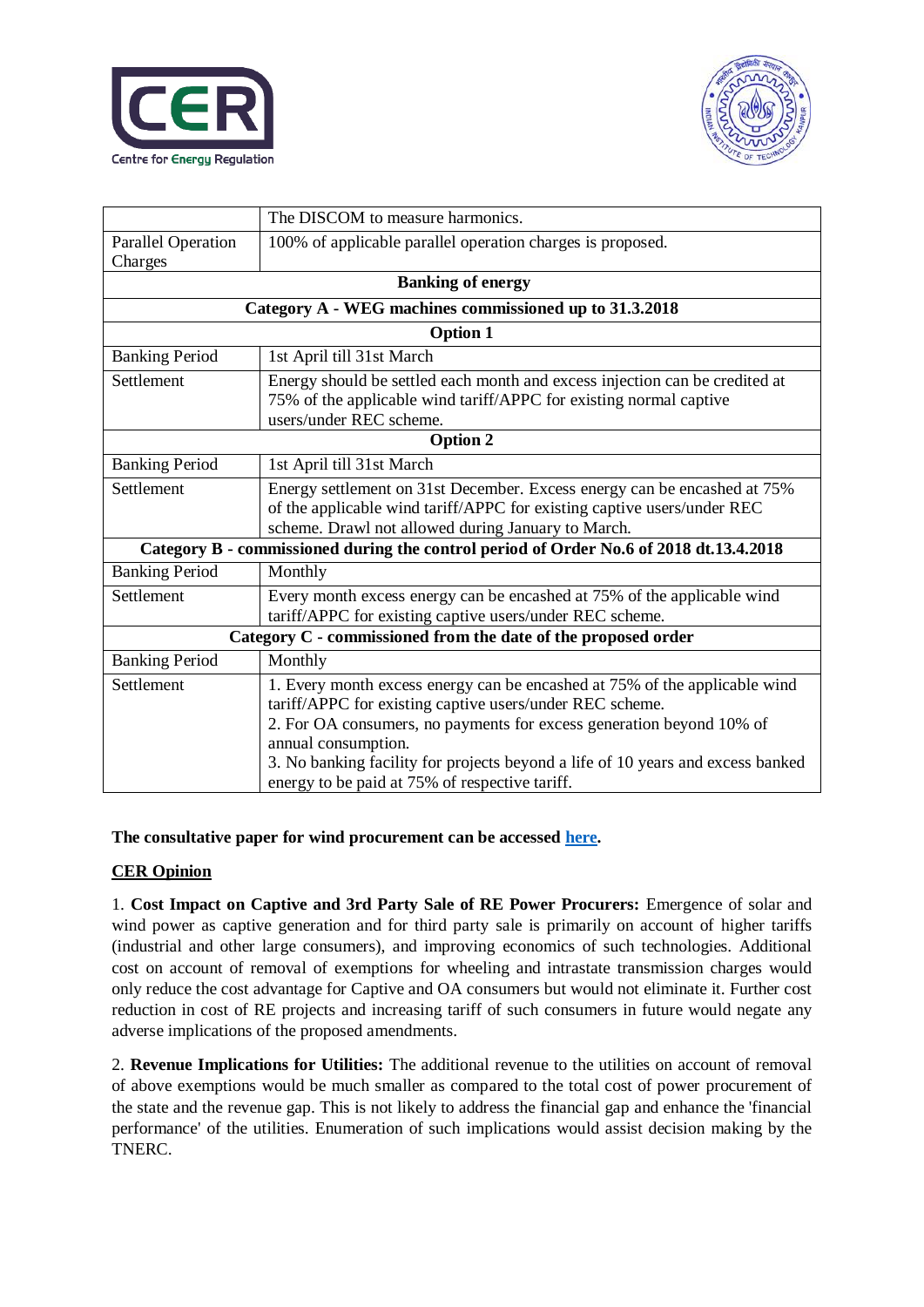|  |  |
| --- | --- |
|  | The DISCOM to measure harmonics. |
| Parallel Operation Charges | 100% of applicable parallel operation charges is proposed. |
| **Banking of energy** | |
| **Category A - WEG machines commissioned up to 31.3.2018** | |
| **Option 1** | |
| Banking Period | 1st April till 31st March |
| Settlement | Energy should be settled each month and excess injection can be credited at 75% of the applicable wind tariff/APPC for existing normal captive users/under REC scheme. |
| **Option 2** | |
| Banking Period | 1st April till 31st March |
| Settlement | Energy settlement on 31st December. Excess energy can be encashed at 75% of the applicable wind tariff/APPC for existing captive users/under REC scheme. Drawl not allowed during January to March. |
| **Category B - commissioned during the control period of Order No.6 of 2018 dt.13.4.2018** | |
| Banking Period | Monthly |
| Settlement | Every month excess energy can be encashed at 75% of the applicable wind tariff/APPC for existing captive users/under REC scheme. |
| **Category C - commissioned from the date of the proposed order** | |
| Banking Period | Monthly |
| Settlement | 1. Every month excess energy can be encashed at 75% of the applicable wind tariff/APPC for existing captive users/under REC scheme. 2. For OA consumers, no payments for excess generation beyond 10% of annual consumption. 3. No banking facility for projects beyond a life of 10 years and excess banked energy to be paid at 75% of respective tariff. |

**The consultative paper for wind procurement can be accessed here.**

**CER Opinion**

1. **Cost Impact on Captive and 3rd Party Sale of RE Power Procurers:** Emergence of solar and wind power as captive generation and for third party sale is primarily on account of higher tariffs (industrial and other large consumers), and improving economics of such technologies. Additional cost on account of removal of exemptions for wheeling and intrastate transmission charges would only reduce the cost advantage for Captive and OA consumers but would not eliminate it. Further cost reduction in cost of RE projects and increasing tariff of such consumers in future would negate any adverse implications of the proposed amendments.

2. **Revenue Implications for Utilities:** The additional revenue to the utilities on account of removal of above exemptions would be much smaller as compared to the total cost of power procurement of the state and the revenue gap. This is not likely to address the financial gap and enhance the 'financial performance' of the utilities. Enumeration of such implications would assist decision making by the TNERC.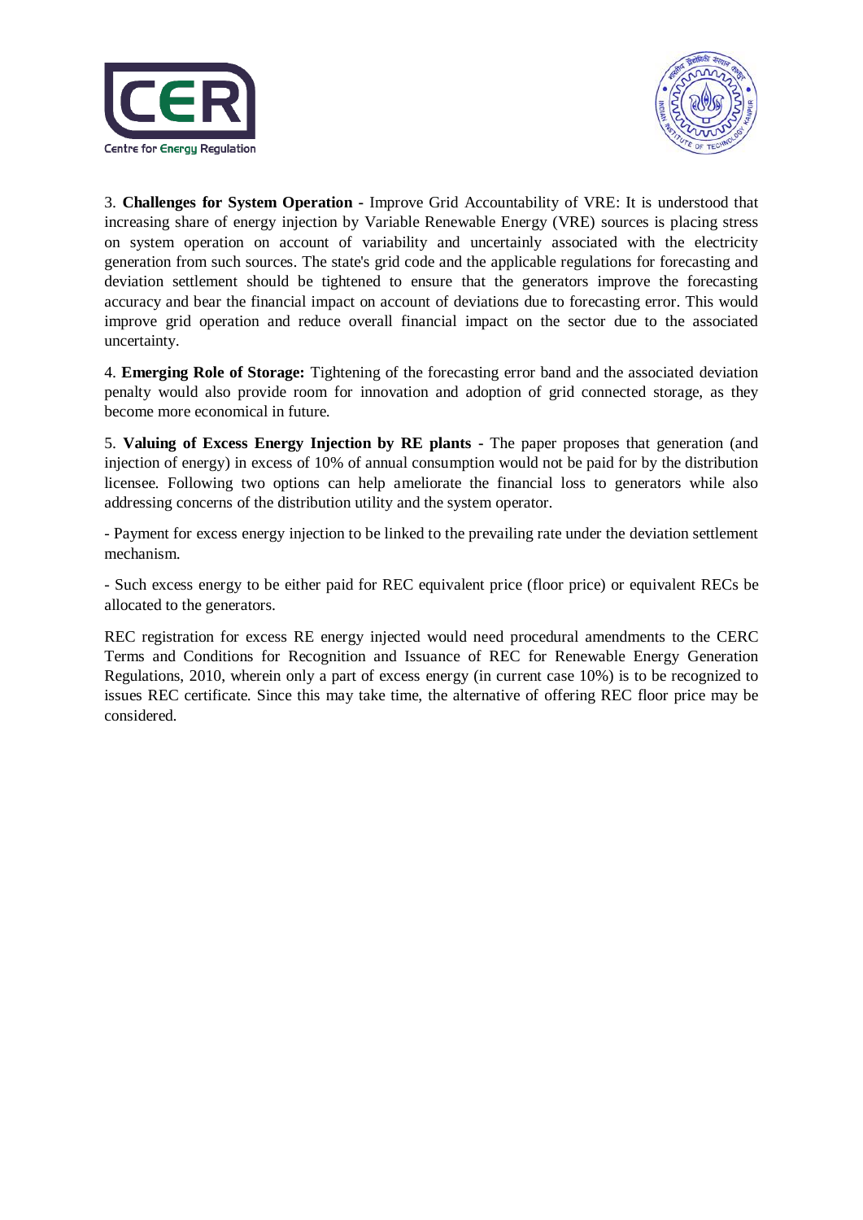3. **Challenges for System Operation** - Improve Grid Accountability of VRE: It is understood that increasing share of energy injection by Variable Renewable Energy (VRE) sources is placing stress on system operation on account of variability and uncertainly associated with the electricity generation from such sources. The state's grid code and the applicable regulations for forecasting and deviation settlement should be tightened to ensure that the generators improve the forecasting accuracy and bear the financial impact on account of deviations due to forecasting error. This would improve grid operation and reduce overall financial impact on the sector due to the associated uncertainty.

4. **Emerging Role of Storage:** Tightening of the forecasting error band and the associated deviation penalty would also provide room for innovation and adoption of grid connected storage, as they become more economical in future.

5. **Valuing of Excess Energy Injection by RE plants** - The paper proposes that generation (and injection of energy) in excess of 10% of annual consumption would not be paid for by the distribution licensee. Following two options can help ameliorate the financial loss to generators while also addressing concerns of the distribution utility and the system operator.

- Payment for excess energy injection to be linked to the prevailing rate under the deviation settlement mechanism.

- Such excess energy to be either paid for REC equivalent price (floor price) or equivalent RECs be allocated to the generators.

REC registration for excess RE energy injected would need procedural amendments to the CERC Terms and Conditions for Recognition and Issuance of REC for Renewable Energy Generation Regulations, 2010, wherein only a part of excess energy (in current case 10%) is to be recognized to issues REC certificate. Since this may take time, the alternative of offering REC floor price may be considered.